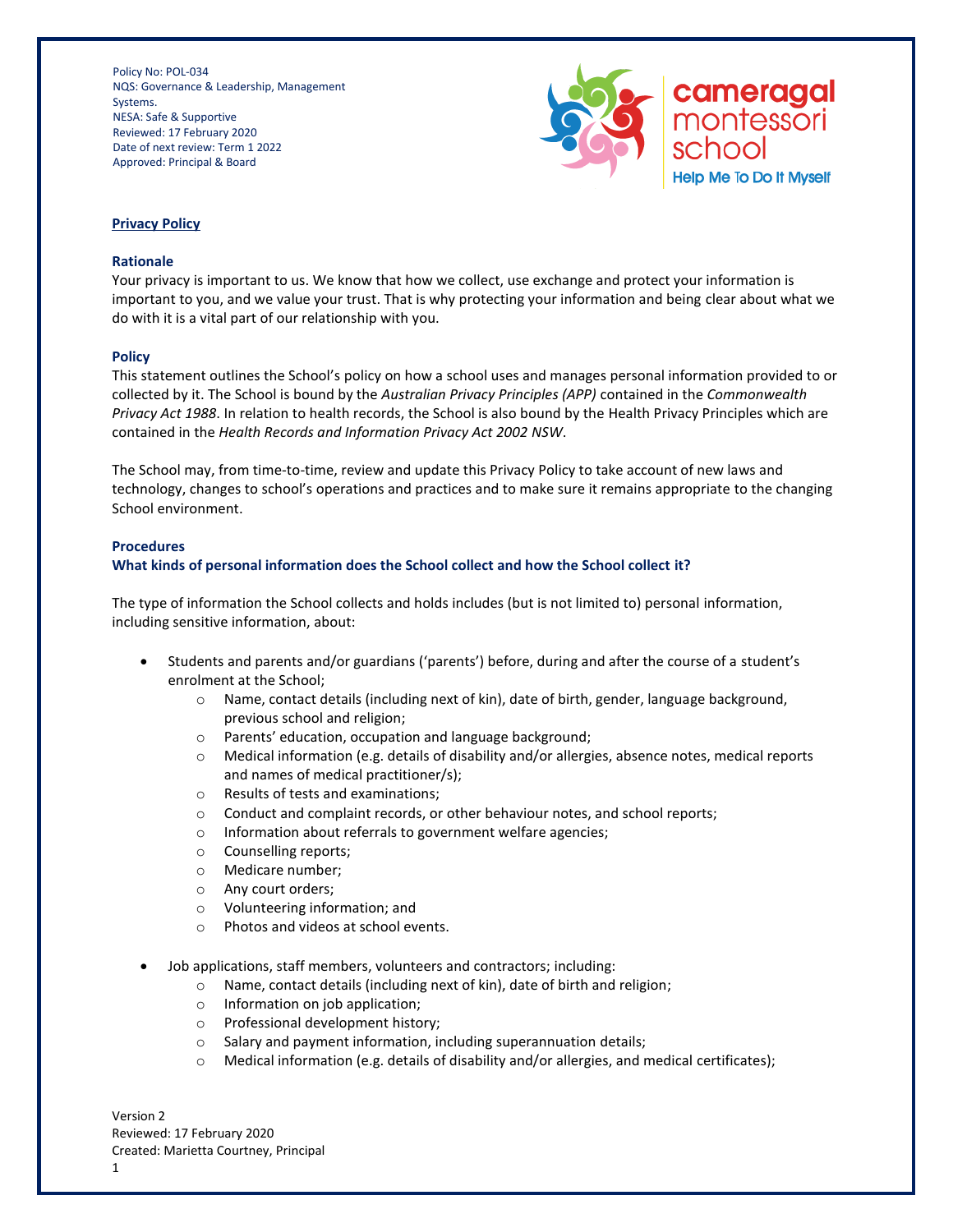Policy No: POL-034
NQS: Governance & Leadership, Management Systems.
NESA: Safe & Supportive
Reviewed: 17 February 2020
Date of next review: Term 1 2022
Approved: Principal & Board

cameragal montessori school
Help Me To Do It Myself

# Privacy Policy

## Rationale

Your privacy is important to us. We know that how we collect, use exchange and protect your information is important to you, and we value your trust. That is why protecting your information and being clear about what we do with it is a vital part of our relationship with you.

## Policy

This statement outlines the School's policy on how a school uses and manages personal information provided to or collected by it. The School is bound by the *Australian Privacy Principles (APP)* contained in the *Commonwealth Privacy Act 1988*. In relation to health records, the School is also bound by the Health Privacy Principles which are contained in the *Health Records and Information Privacy Act 2002 NSW*.

The School may, from time-to-time, review and update this Privacy Policy to take account of new laws and technology, changes to school's operations and practices and to make sure it remains appropriate to the changing School environment.

## Procedures

### What kinds of personal information does the School collect and how the School collect it?

The type of information the School collects and holds includes (but is not limited to) personal information, including sensitive information, about:

- Students and parents and/or guardians ('parents') before, during and after the course of a student's enrolment at the School;
  - Name, contact details (including next of kin), date of birth, gender, language background, previous school and religion;
  - Parents' education, occupation and language background;
  - Medical information (e.g. details of disability and/or allergies, absence notes, medical reports and names of medical practitioner/s);
  - Results of tests and examinations;
  - Conduct and complaint records, or other behaviour notes, and school reports;
  - Information about referrals to government welfare agencies;
  - Counselling reports;
  - Medicare number;
  - Any court orders;
  - Volunteering information; and
  - Photos and videos at school events.

- Job applications, staff members, volunteers and contractors; including:
  - Name, contact details (including next of kin), date of birth and religion;
  - Information on job application;
  - Professional development history;
  - Salary and payment information, including superannuation details;
  - Medical information (e.g. details of disability and/or allergies, and medical certificates);

Version 2
Reviewed: 17 February 2020
Created: Marietta Courtney, Principal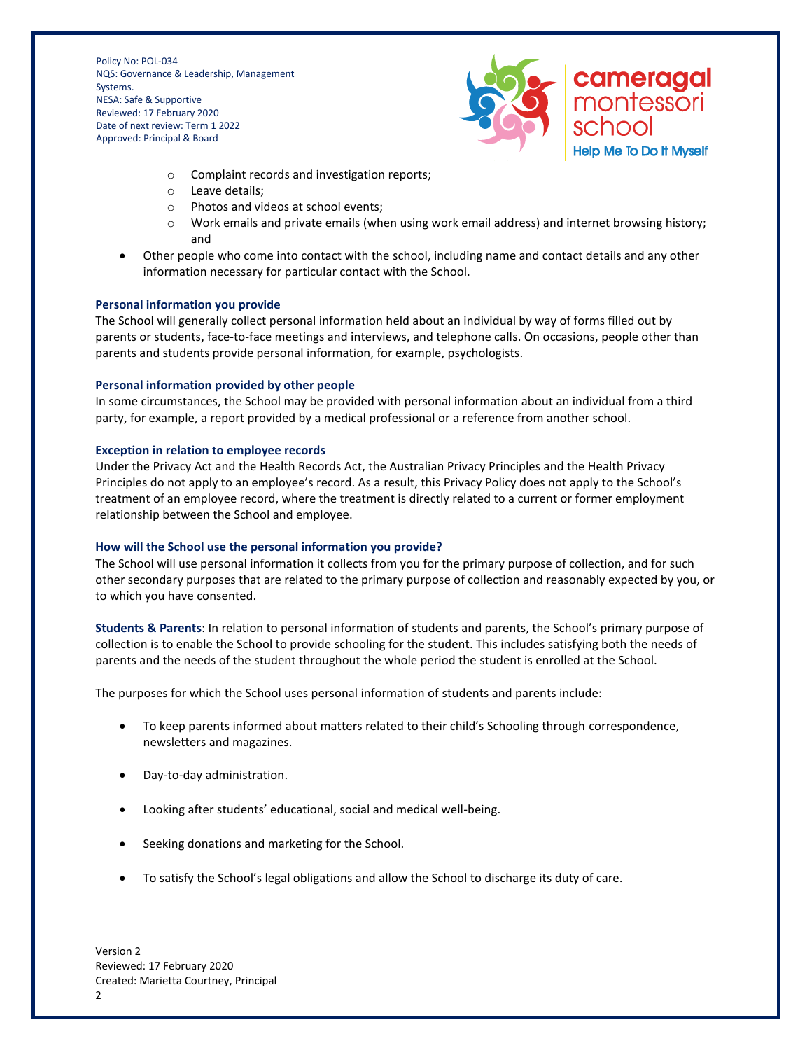- Complaint records and investigation reports;
  - Leave details;
  - Photos and videos at school events;
  - Work emails and private emails (when using work email address) and internet browsing history; and
- Other people who come into contact with the school, including name and contact details and any other information necessary for particular contact with the School.

### Personal information you provide

The School will generally collect personal information held about an individual by way of forms filled out by parents or students, face-to-face meetings and interviews, and telephone calls. On occasions, people other than parents and students provide personal information, for example, psychologists.

### Personal information provided by other people

In some circumstances, the School may be provided with personal information about an individual from a third party, for example, a report provided by a medical professional or a reference from another school.

### Exception in relation to employee records

Under the Privacy Act and the Health Records Act, the Australian Privacy Principles and the Health Privacy Principles do not apply to an employee's record. As a result, this Privacy Policy does not apply to the School's treatment of an employee record, where the treatment is directly related to a current or former employment relationship between the School and employee.

### How will the School use the personal information you provide?

The School will use personal information it collects from you for the primary purpose of collection, and for such other secondary purposes that are related to the primary purpose of collection and reasonably expected by you, or to which you have consented.

**Students & Parents**: In relation to personal information of students and parents, the School's primary purpose of collection is to enable the School to provide schooling for the student. This includes satisfying both the needs of parents and the needs of the student throughout the whole period the student is enrolled at the School.

The purposes for which the School uses personal information of students and parents include:

- To keep parents informed about matters related to their child's Schooling through correspondence, newsletters and magazines.
- Day-to-day administration.
- Looking after students' educational, social and medical well-being.
- Seeking donations and marketing for the School.
- To satisfy the School's legal obligations and allow the School to discharge its duty of care.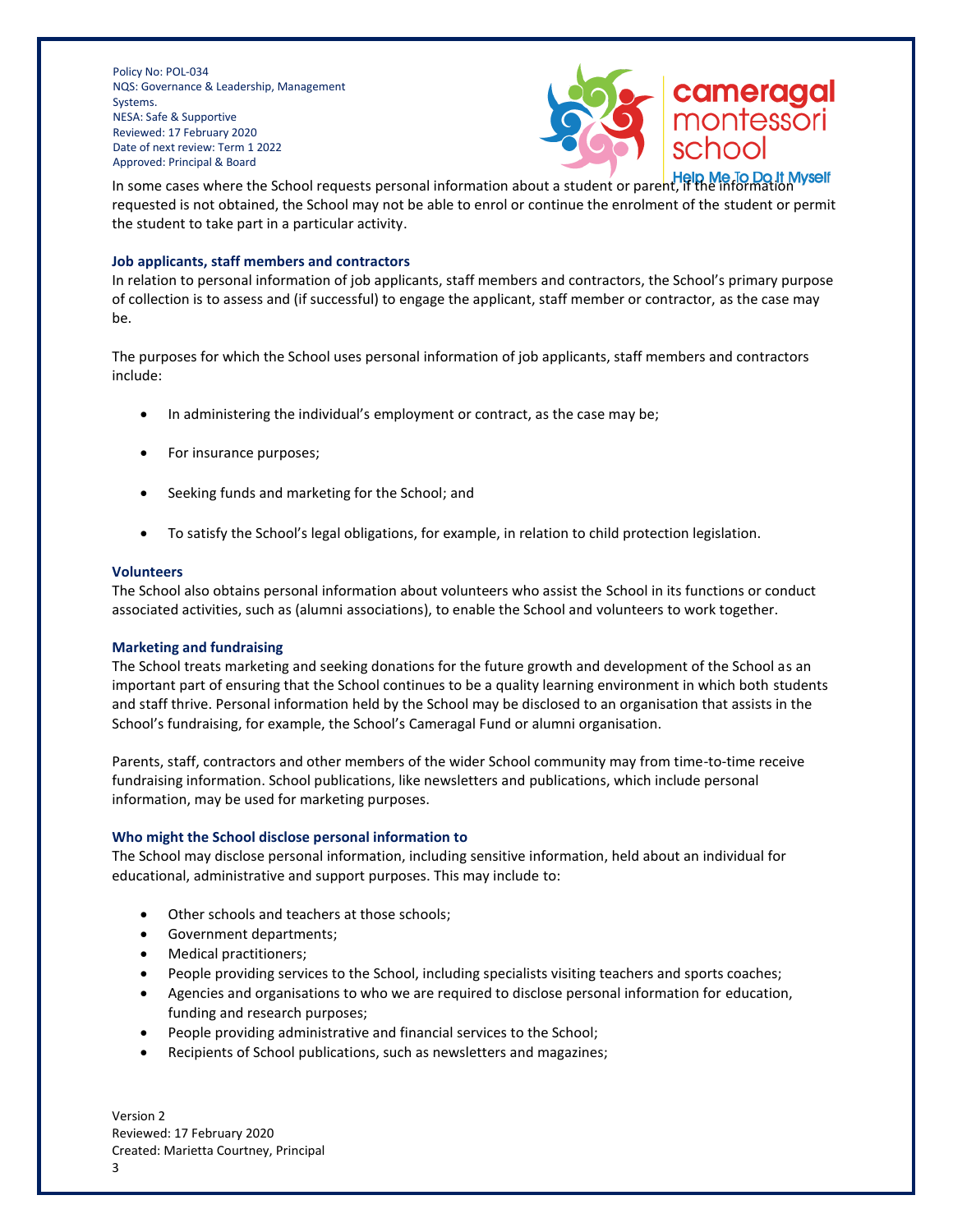In some cases where the School requests personal information about a student or parent, if the information requested is not obtained, the School may not be able to enrol or continue the enrolment of the student or permit the student to take part in a particular activity.

### Job applicants, staff members and contractors

In relation to personal information of job applicants, staff members and contractors, the School's primary purpose of collection is to assess and (if successful) to engage the applicant, staff member or contractor, as the case may be.

The purposes for which the School uses personal information of job applicants, staff members and contractors include:

- In administering the individual's employment or contract, as the case may be;
- For insurance purposes;
- Seeking funds and marketing for the School; and
- To satisfy the School's legal obligations, for example, in relation to child protection legislation.

### Volunteers

The School also obtains personal information about volunteers who assist the School in its functions or conduct associated activities, such as (alumni associations), to enable the School and volunteers to work together.

### Marketing and fundraising

The School treats marketing and seeking donations for the future growth and development of the School as an important part of ensuring that the School continues to be a quality learning environment in which both students and staff thrive. Personal information held by the School may be disclosed to an organisation that assists in the School's fundraising, for example, the School's Cameragal Fund or alumni organisation.

Parents, staff, contractors and other members of the wider School community may from time-to-time receive fundraising information. School publications, like newsletters and publications, which include personal information, may be used for marketing purposes.

### Who might the School disclose personal information to

The School may disclose personal information, including sensitive information, held about an individual for educational, administrative and support purposes. This may include to:

- Other schools and teachers at those schools;
- Government departments;
- Medical practitioners;
- People providing services to the School, including specialists visiting teachers and sports coaches;
- Agencies and organisations to who we are required to disclose personal information for education, funding and research purposes;
- People providing administrative and financial services to the School;
- Recipients of School publications, such as newsletters and magazines;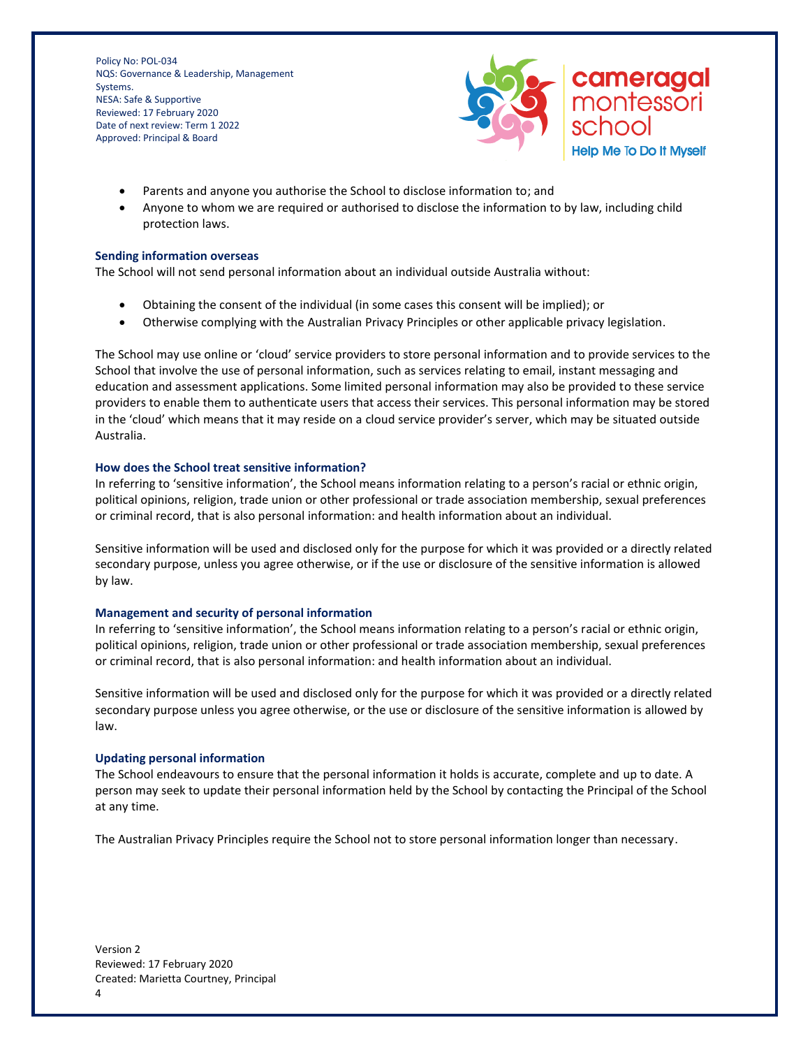- Parents and anyone you authorise the School to disclose information to; and
- Anyone to whom we are required or authorised to disclose the information to by law, including child protection laws.

### Sending information overseas

The School will not send personal information about an individual outside Australia without:

- Obtaining the consent of the individual (in some cases this consent will be implied); or
- Otherwise complying with the Australian Privacy Principles or other applicable privacy legislation.

The School may use online or 'cloud' service providers to store personal information and to provide services to the School that involve the use of personal information, such as services relating to email, instant messaging and education and assessment applications. Some limited personal information may also be provided to these service providers to enable them to authenticate users that access their services. This personal information may be stored in the 'cloud' which means that it may reside on a cloud service provider's server, which may be situated outside Australia.

### How does the School treat sensitive information?

In referring to 'sensitive information', the School means information relating to a person's racial or ethnic origin, political opinions, religion, trade union or other professional or trade association membership, sexual preferences or criminal record, that is also personal information: and health information about an individual.

Sensitive information will be used and disclosed only for the purpose for which it was provided or a directly related secondary purpose, unless you agree otherwise, or if the use or disclosure of the sensitive information is allowed by law.

### Management and security of personal information

In referring to 'sensitive information', the School means information relating to a person's racial or ethnic origin, political opinions, religion, trade union or other professional or trade association membership, sexual preferences or criminal record, that is also personal information: and health information about an individual.

Sensitive information will be used and disclosed only for the purpose for which it was provided or a directly related secondary purpose unless you agree otherwise, or the use or disclosure of the sensitive information is allowed by law.

### Updating personal information

The School endeavours to ensure that the personal information it holds is accurate, complete and up to date. A person may seek to update their personal information held by the School by contacting the Principal of the School at any time.

The Australian Privacy Principles require the School not to store personal information longer than necessary.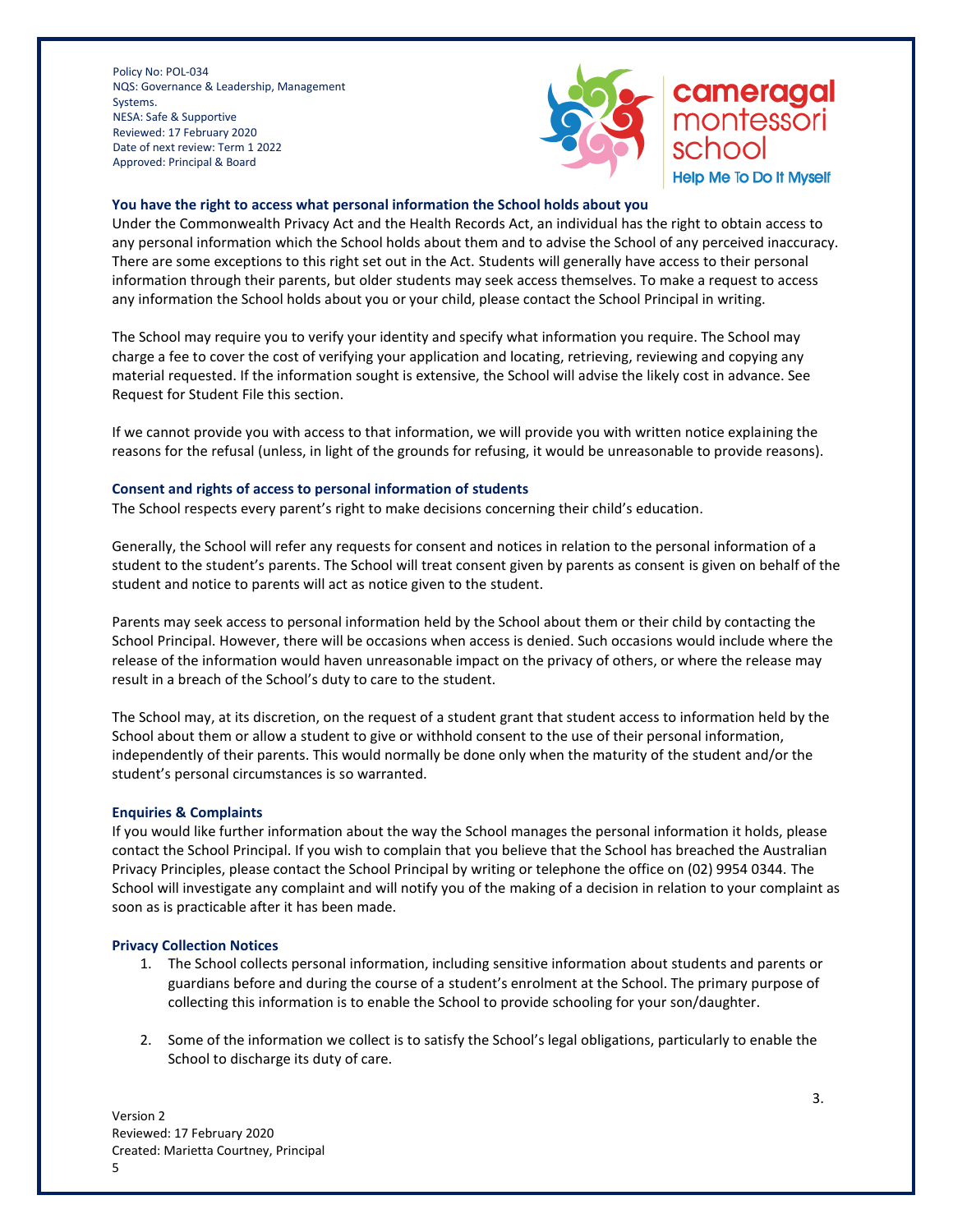## You have the right to access what personal information the School holds about you

Under the Commonwealth Privacy Act and the Health Records Act, an individual has the right to obtain access to any personal information which the School holds about them and to advise the School of any perceived inaccuracy. There are some exceptions to this right set out in the Act. Students will generally have access to their personal information through their parents, but older students may seek access themselves. To make a request to access any information the School holds about you or your child, please contact the School Principal in writing.

The School may require you to verify your identity and specify what information you require. The School may charge a fee to cover the cost of verifying your application and locating, retrieving, reviewing and copying any material requested. If the information sought is extensive, the School will advise the likely cost in advance. See Request for Student File this section.

If we cannot provide you with access to that information, we will provide you with written notice explaining the reasons for the refusal (unless, in light of the grounds for refusing, it would be unreasonable to provide reasons).

## Consent and rights of access to personal information of students

The School respects every parent's right to make decisions concerning their child's education.

Generally, the School will refer any requests for consent and notices in relation to the personal information of a student to the student's parents. The School will treat consent given by parents as consent is given on behalf of the student and notice to parents will act as notice given to the student.

Parents may seek access to personal information held by the School about them or their child by contacting the School Principal. However, there will be occasions when access is denied. Such occasions would include where the release of the information would haven unreasonable impact on the privacy of others, or where the release may result in a breach of the School's duty to care to the student.

The School may, at its discretion, on the request of a student grant that student access to information held by the School about them or allow a student to give or withhold consent to the use of their personal information, independently of their parents. This would normally be done only when the maturity of the student and/or the student's personal circumstances is so warranted.

## Enquiries & Complaints

If you would like further information about the way the School manages the personal information it holds, please contact the School Principal. If you wish to complain that you believe that the School has breached the Australian Privacy Principles, please contact the School Principal by writing or telephone the office on (02) 9954 0344. The School will investigate any complaint and will notify you of the making of a decision in relation to your complaint as soon as is practicable after it has been made.

## Privacy Collection Notices

1. The School collects personal information, including sensitive information about students and parents or guardians before and during the course of a student's enrolment at the School. The primary purpose of collecting this information is to enable the School to provide schooling for your son/daughter.

2. Some of the information we collect is to satisfy the School's legal obligations, particularly to enable the School to discharge its duty of care.

3.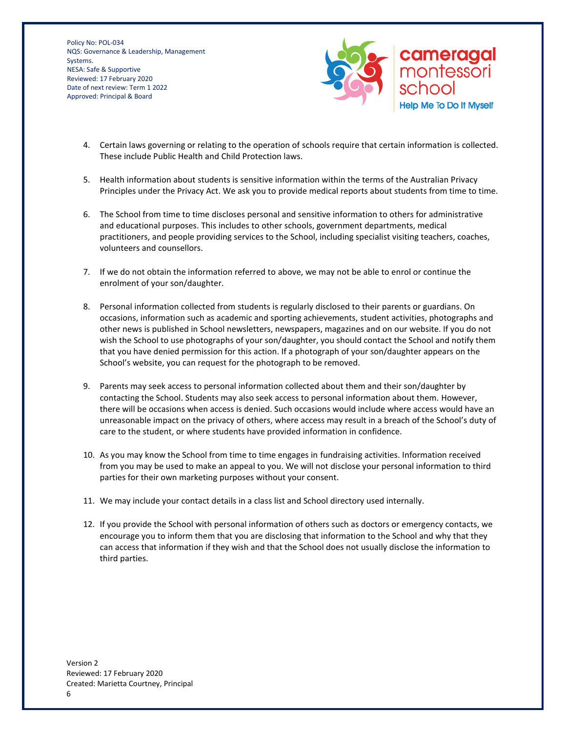4. Certain laws governing or relating to the operation of schools require that certain information is collected. These include Public Health and Child Protection laws.

5. Health information about students is sensitive information within the terms of the Australian Privacy Principles under the Privacy Act. We ask you to provide medical reports about students from time to time.

6. The School from time to time discloses personal and sensitive information to others for administrative and educational purposes. This includes to other schools, government departments, medical practitioners, and people providing services to the School, including specialist visiting teachers, coaches, volunteers and counsellors.

7. If we do not obtain the information referred to above, we may not be able to enrol or continue the enrolment of your son/daughter.

8. Personal information collected from students is regularly disclosed to their parents or guardians. On occasions, information such as academic and sporting achievements, student activities, photographs and other news is published in School newsletters, newspapers, magazines and on our website. If you do not wish the School to use photographs of your son/daughter, you should contact the School and notify them that you have denied permission for this action. If a photograph of your son/daughter appears on the School's website, you can request for the photograph to be removed.

9. Parents may seek access to personal information collected about them and their son/daughter by contacting the School. Students may also seek access to personal information about them. However, there will be occasions when access is denied. Such occasions would include where access would have an unreasonable impact on the privacy of others, where access may result in a breach of the School's duty of care to the student, or where students have provided information in confidence.

10. As you may know the School from time to time engages in fundraising activities. Information received from you may be used to make an appeal to you. We will not disclose your personal information to third parties for their own marketing purposes without your consent.

11. We may include your contact details in a class list and School directory used internally.

12. If you provide the School with personal information of others such as doctors or emergency contacts, we encourage you to inform them that you are disclosing that information to the School and why that they can access that information if they wish and that the School does not usually disclose the information to third parties.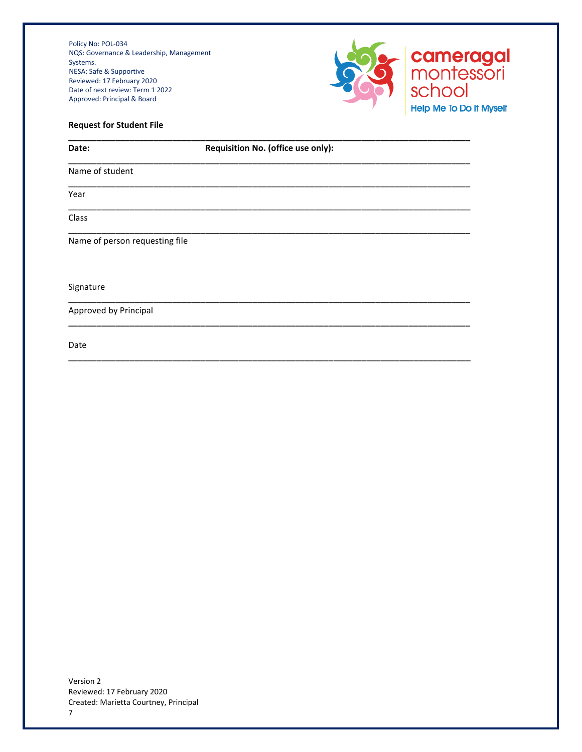Policy No: POL-034
NQS: Governance & Leadership, Management Systems.
NESA: Safe & Supportive
Reviewed: 17 February 2020
Date of next review: Term 1 2022
Approved: Principal & Board

cameragal montessori school
Help Me To Do It Myself

**Request for Student File**

---

**Date:** **Requisition No. (office use only):**

---

Name of student

---

Year

---

Class

---

Name of person requesting file

Signature

---

Approved by Principal

---

Date

---

Version 2
Reviewed: 17 February 2020
Created: Marietta Courtney, Principal